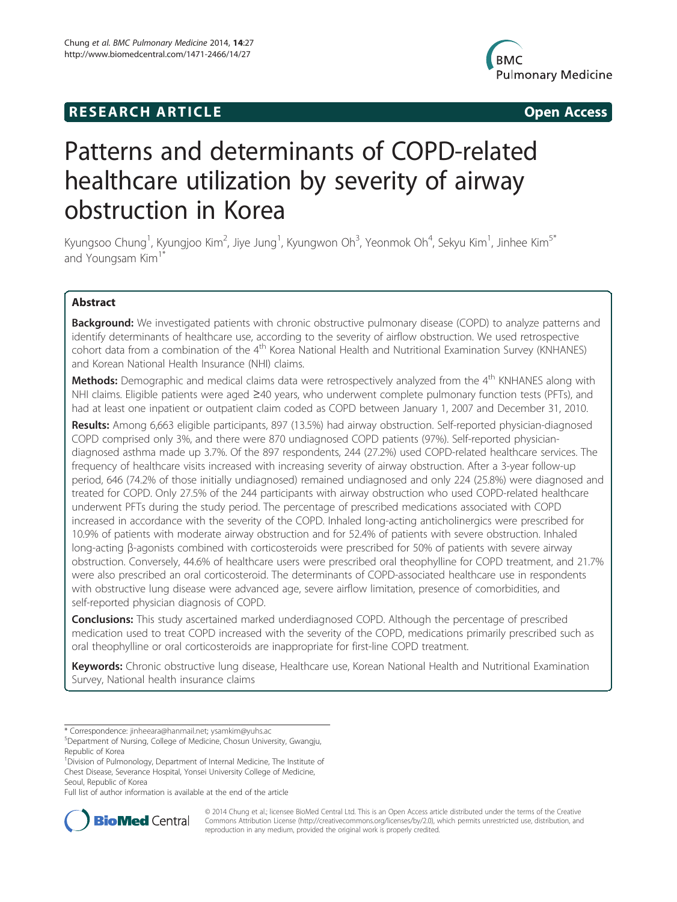**RESEARCH ARTICLE** **Open Access**

# Patterns and determinants of COPD-related healthcare utilization by severity of airway obstruction in Korea

Kyungsoo Chung[1], Kyungjoo Kim[2], Jiye Jung[1], Kyungwon Oh[3], Yeonmok Oh[4], Sekyu Kim[1], Jinhee Kim[5*] and Youngsam Kim[1*]

## Abstract

**Background:** We investigated patients with chronic obstructive pulmonary disease (COPD) to analyze patterns and identify determinants of healthcare use, according to the severity of airflow obstruction. We used retrospective cohort data from a combination of the 4th Korea National Health and Nutritional Examination Survey (KNHANES) and Korean National Health Insurance (NHI) claims.

**Methods:** Demographic and medical claims data were retrospectively analyzed from the 4th KNHANES along with NHI claims. Eligible patients were aged ≥40 years, who underwent complete pulmonary function tests (PFTs), and had at least one inpatient or outpatient claim coded as COPD between January 1, 2007 and December 31, 2010.

**Results:** Among 6,663 eligible participants, 897 (13.5%) had airway obstruction. Self-reported physician-diagnosed COPD comprised only 3%, and there were 870 undiagnosed COPD patients (97%). Self-reported physician-diagnosed asthma made up 3.7%. Of the 897 respondents, 244 (27.2%) used COPD-related healthcare services. The frequency of healthcare visits increased with increasing severity of airway obstruction. After a 3-year follow-up period, 646 (74.2% of those initially undiagnosed) remained undiagnosed and only 224 (25.8%) were diagnosed and treated for COPD. Only 27.5% of the 244 participants with airway obstruction who used COPD-related healthcare underwent PFTs during the study period. The percentage of prescribed medications associated with COPD increased in accordance with the severity of the COPD. Inhaled long-acting anticholinergics were prescribed for 10.9% of patients with moderate airway obstruction and for 52.4% of patients with severe obstruction. Inhaled long-acting β-agonists combined with corticosteroids were prescribed for 50% of patients with severe airway obstruction. Conversely, 44.6% of healthcare users were prescribed oral theophylline for COPD treatment, and 21.7% were also prescribed an oral corticosteroid. The determinants of COPD-associated healthcare use in respondents with obstructive lung disease were advanced age, severe airflow limitation, presence of comorbidities, and self-reported physician diagnosis of COPD.

**Conclusions:** This study ascertained marked underdiagnosed COPD. Although the percentage of prescribed medication used to treat COPD increased with the severity of the COPD, medications primarily prescribed such as oral theophylline or oral corticosteroids are inappropriate for first-line COPD treatment.

**Keywords:** Chronic obstructive lung disease, Healthcare use, Korean National Health and Nutritional Examination Survey, National health insurance claims

---

\* Correspondence: jinheeara@hanmail.net; ysamkim@yuhs.ac

[5]Department of Nursing, College of Medicine, Chosun University, Gwangju, Republic of Korea

[1]Division of Pulmonology, Department of Internal Medicine, The Institute of Chest Disease, Severance Hospital, Yonsei University College of Medicine, Seoul, Republic of Korea

Full list of author information is available at the end of the article

© 2014 Chung et al.; licensee BioMed Central Ltd. This is an Open Access article distributed under the terms of the Creative Commons Attribution License (http://creativecommons.org/licenses/by/2.0), which permits unrestricted use, distribution, and reproduction in any medium, provided the original work is properly credited.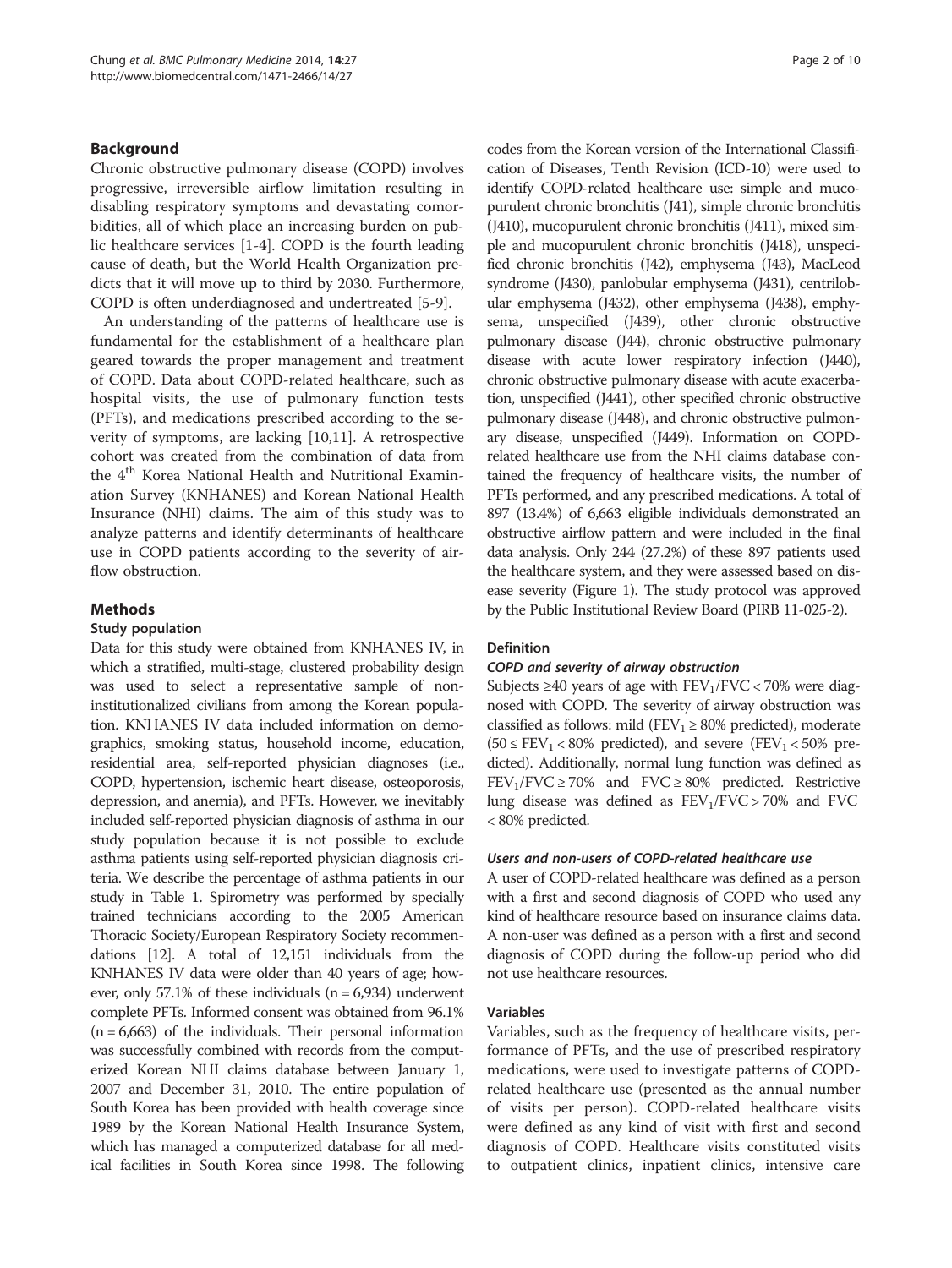## Background

Chronic obstructive pulmonary disease (COPD) involves progressive, irreversible airflow limitation resulting in disabling respiratory symptoms and devastating comorbidities, all of which place an increasing burden on public healthcare services [1-4]. COPD is the fourth leading cause of death, but the World Health Organization predicts that it will move up to third by 2030. Furthermore, COPD is often underdiagnosed and undertreated [5-9].

An understanding of the patterns of healthcare use is fundamental for the establishment of a healthcare plan geared towards the proper management and treatment of COPD. Data about COPD-related healthcare, such as hospital visits, the use of pulmonary function tests (PFTs), and medications prescribed according to the severity of symptoms, are lacking [10,11]. A retrospective cohort was created from the combination of data from the 4th Korea National Health and Nutritional Examination Survey (KNHANES) and Korean National Health Insurance (NHI) claims. The aim of this study was to analyze patterns and identify determinants of healthcare use in COPD patients according to the severity of airflow obstruction.

## Methods

### Study population

Data for this study were obtained from KNHANES IV, in which a stratified, multi-stage, clustered probability design was used to select a representative sample of non-institutionalized civilians from among the Korean population. KNHANES IV data included information on demographics, smoking status, household income, education, residential area, self-reported physician diagnoses (i.e., COPD, hypertension, ischemic heart disease, osteoporosis, depression, and anemia), and PFTs. However, we inevitably included self-reported physician diagnosis of asthma in our study population because it is not possible to exclude asthma patients using self-reported physician diagnosis criteria. We describe the percentage of asthma patients in our study in Table 1. Spirometry was performed by specially trained technicians according to the 2005 American Thoracic Society/European Respiratory Society recommendations [12]. A total of 12,151 individuals from the KNHANES IV data were older than 40 years of age; however, only 57.1% of these individuals (n = 6,934) underwent complete PFTs. Informed consent was obtained from 96.1% (n = 6,663) of the individuals. Their personal information was successfully combined with records from the computerized Korean NHI claims database between January 1, 2007 and December 31, 2010. The entire population of South Korea has been provided with health coverage since 1989 by the Korean National Health Insurance System, which has managed a computerized database for all medical facilities in South Korea since 1998. The following codes from the Korean version of the International Classification of Diseases, Tenth Revision (ICD-10) were used to identify COPD-related healthcare use: simple and mucopurulent chronic bronchitis (J41), simple chronic bronchitis (J410), mucopurulent chronic bronchitis (J411), mixed simple and mucopurulent chronic bronchitis (J418), unspecified chronic bronchitis (J42), emphysema (J43), MacLeod syndrome (J430), panlobular emphysema (J431), centrilobular emphysema (J432), other emphysema (J438), emphysema, unspecified (J439), other chronic obstructive pulmonary disease (J44), chronic obstructive pulmonary disease with acute lower respiratory infection (J440), chronic obstructive pulmonary disease with acute exacerbation, unspecified (J441), other specified chronic obstructive pulmonary disease (J448), and chronic obstructive pulmonary disease, unspecified (J449). Information on COPD-related healthcare use from the NHI claims database contained the frequency of healthcare visits, the number of PFTs performed, and any prescribed medications. A total of 897 (13.4%) of 6,663 eligible individuals demonstrated an obstructive airflow pattern and were included in the final data analysis. Only 244 (27.2%) of these 897 patients used the healthcare system, and they were assessed based on disease severity (Figure 1). The study protocol was approved by the Public Institutional Review Board (PIRB 11-025-2).

### Definition

#### *COPD and severity of airway obstruction*

Subjects ≥40 years of age with $FEV_1/FVC < 70\%$ were diagnosed with COPD. The severity of airway obstruction was classified as follows: mild ($FEV_1 \geq 80\%$ predicted), moderate ($50 \leq FEV_1 < 80\%$ predicted), and severe ($FEV_1 < 50\%$ predicted). Additionally, normal lung function was defined as $FEV_1/FVC \geq 70\%$ and $FVC \geq 80\%$ predicted. Restrictive lung disease was defined as $FEV_1/FVC > 70\%$ and $FVC < 80\%$ predicted.

#### *Users and non-users of COPD-related healthcare use*

A user of COPD-related healthcare was defined as a person with a first and second diagnosis of COPD who used any kind of healthcare resource based on insurance claims data. A non-user was defined as a person with a first and second diagnosis of COPD during the follow-up period who did not use healthcare resources.

### Variables

Variables, such as the frequency of healthcare visits, performance of PFTs, and the use of prescribed respiratory medications, were used to investigate patterns of COPD-related healthcare use (presented as the annual number of visits per person). COPD-related healthcare visits were defined as any kind of visit with first and second diagnosis of COPD. Healthcare visits constituted visits to outpatient clinics, inpatient clinics, intensive care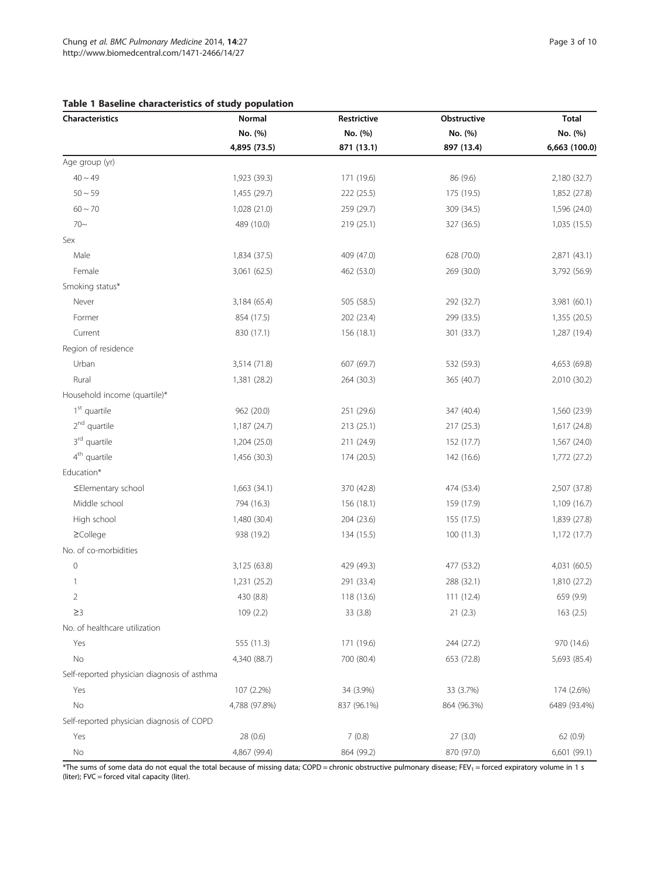**Table 1 Baseline characteristics of study population**

| Characteristics | Normal | Restrictive | Obstructive | Total |
|---|---|---|---|---|
| | No. (%) | No. (%) | No. (%) | No. (%) |
| | 4,895 (73.5) | 871 (13.1) | 897 (13.4) | 6,663 (100.0) |
| Age group (yr) | | | | |
| 40 ~ 49 | 1,923 (39.3) | 171 (19.6) | 86 (9.6) | 2,180 (32.7) |
| 50 ~ 59 | 1,455 (29.7) | 222 (25.5) | 175 (19.5) | 1,852 (27.8) |
| 60 ~ 70 | 1,028 (21.0) | 259 (29.7) | 309 (34.5) | 1,596 (24.0) |
| 70~ | 489 (10.0) | 219 (25.1) | 327 (36.5) | 1,035 (15.5) |
| Sex | | | | |
| Male | 1,834 (37.5) | 409 (47.0) | 628 (70.0) | 2,871 (43.1) |
| Female | 3,061 (62.5) | 462 (53.0) | 269 (30.0) | 3,792 (56.9) |
| Smoking status* | | | | |
| Never | 3,184 (65.4) | 505 (58.5) | 292 (32.7) | 3,981 (60.1) |
| Former | 854 (17.5) | 202 (23.4) | 299 (33.5) | 1,355 (20.5) |
| Current | 830 (17.1) | 156 (18.1) | 301 (33.7) | 1,287 (19.4) |
| Region of residence | | | | |
| Urban | 3,514 (71.8) | 607 (69.7) | 532 (59.3) | 4,653 (69.8) |
| Rural | 1,381 (28.2) | 264 (30.3) | 365 (40.7) | 2,010 (30.2) |
| Household income (quartile)* | | | | |
| 1st quartile | 962 (20.0) | 251 (29.6) | 347 (40.4) | 1,560 (23.9) |
| 2nd quartile | 1,187 (24.7) | 213 (25.1) | 217 (25.3) | 1,617 (24.8) |
| 3rd quartile | 1,204 (25.0) | 211 (24.9) | 152 (17.7) | 1,567 (24.0) |
| 4th quartile | 1,456 (30.3) | 174 (20.5) | 142 (16.6) | 1,772 (27.2) |
| Education* | | | | |
| ≤Elementary school | 1,663 (34.1) | 370 (42.8) | 474 (53.4) | 2,507 (37.8) |
| Middle school | 794 (16.3) | 156 (18.1) | 159 (17.9) | 1,109 (16.7) |
| High school | 1,480 (30.4) | 204 (23.6) | 155 (17.5) | 1,839 (27.8) |
| ≥College | 938 (19.2) | 134 (15.5) | 100 (11.3) | 1,172 (17.7) |
| No. of co-morbidities | | | | |
| 0 | 3,125 (63.8) | 429 (49.3) | 477 (53.2) | 4,031 (60.5) |
| 1 | 1,231 (25.2) | 291 (33.4) | 288 (32.1) | 1,810 (27.2) |
| 2 | 430 (8.8) | 118 (13.6) | 111 (12.4) | 659 (9.9) |
| ≥3 | 109 (2.2) | 33 (3.8) | 21 (2.3) | 163 (2.5) |
| No. of healthcare utilization | | | | |
| Yes | 555 (11.3) | 171 (19.6) | 244 (27.2) | 970 (14.6) |
| No | 4,340 (88.7) | 700 (80.4) | 653 (72.8) | 5,693 (85.4) |
| Self-reported physician diagnosis of asthma | | | | |
| Yes | 107 (2.2%) | 34 (3.9%) | 33 (3.7%) | 174 (2.6%) |
| No | 4,788 (97.8%) | 837 (96.1%) | 864 (96.3%) | 6489 (93.4%) |
| Self-reported physician diagnosis of COPD | | | | |
| Yes | 28 (0.6) | 7 (0.8) | 27 (3.0) | 62 (0.9) |
| No | 4,867 (99.4) | 864 (99.2) | 870 (97.0) | 6,601 (99.1) |

*The sums of some data do not equal the total because of missing data; COPD = chronic obstructive pulmonary disease; $FEV_1$ = forced expiratory volume in 1 s (liter); FVC = forced vital capacity (liter).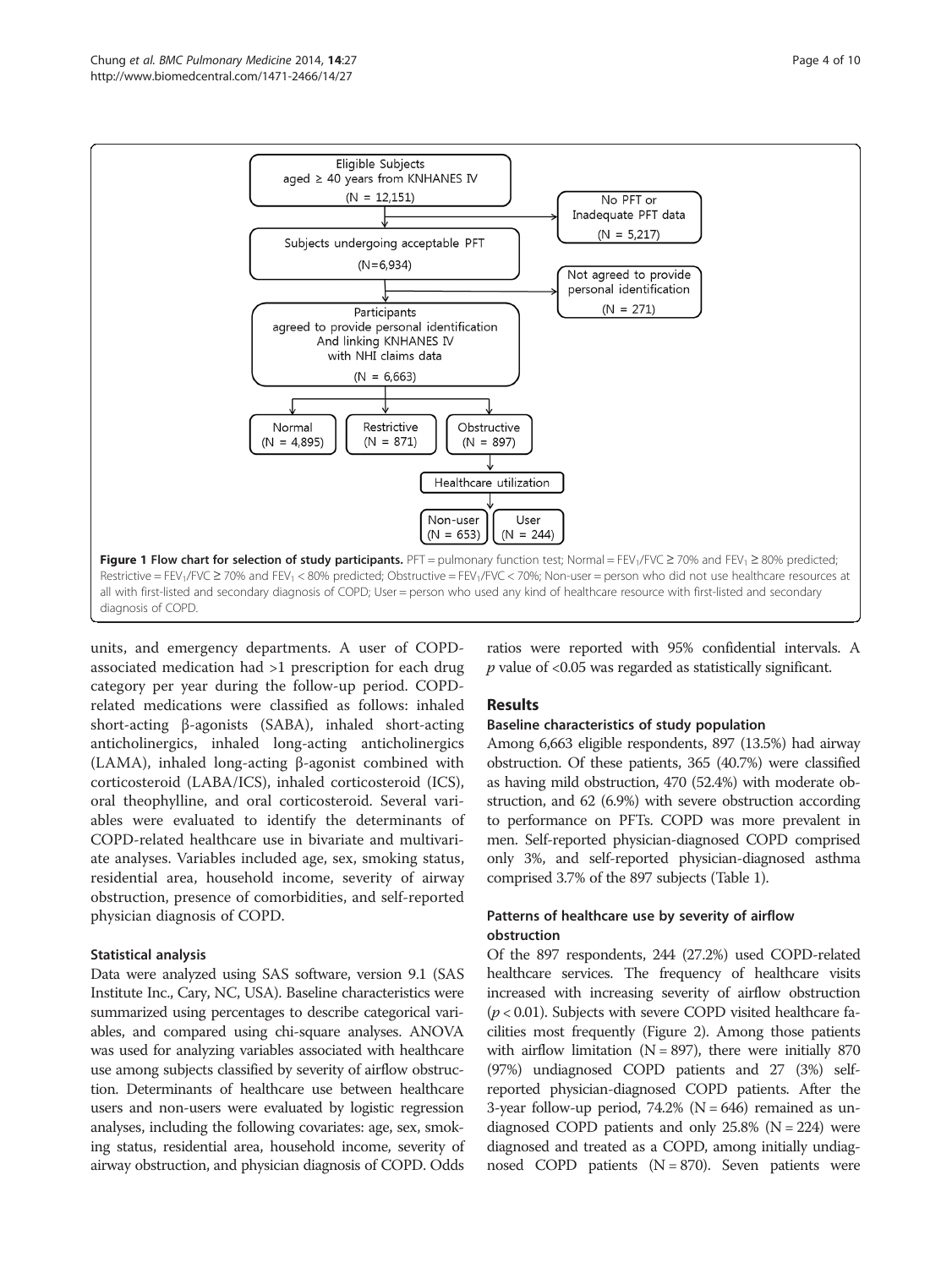Eligible Subjects
aged ≥ 40 years from KNHANES IV
(N = 12,151)

No PFT or
Inadequate PFT data
(N = 5,217)

Subjects undergoing acceptable PFT
(N=6,934)

Not agreed to provide
personal identification
(N = 271)

Participants
agreed to provide personal identification
And linking KNHANES IV
with NHI claims data
(N = 6,663)

Normal
(N = 4,895)

Restrictive
(N = 871)

Obstructive
(N = 897)

Healthcare utilization

Non-user
(N = 653)

User
(N = 244)

**Figure 1 Flow chart for selection of study participants.** PFT = pulmonary function test; Normal = $FEV_1/FVC \geq 70\%$ and $FEV_1 \geq 80\%$ predicted; Restrictive = $FEV_1/FVC \geq 70\%$ and $FEV_1 < 80\%$ predicted; Obstructive = $FEV_1/FVC < 70\%$; Non-user = person who did not use healthcare resources at all with first-listed and secondary diagnosis of COPD; User = person who used any kind of healthcare resource with first-listed and secondary diagnosis of COPD.

units, and emergency departments. A user of COPD-associated medication had >1 prescription for each drug category per year during the follow-up period. COPD-related medications were classified as follows: inhaled short-acting β-agonists (SABA), inhaled short-acting anticholinergics, inhaled long-acting anticholinergics (LAMA), inhaled long-acting β-agonist combined with corticosteroid (LABA/ICS), inhaled corticosteroid (ICS), oral theophylline, and oral corticosteroid. Several variables were evaluated to identify the determinants of COPD-related healthcare use in bivariate and multivariate analyses. Variables included age, sex, smoking status, residential area, household income, severity of airway obstruction, presence of comorbidities, and self-reported physician diagnosis of COPD.

### Statistical analysis

Data were analyzed using SAS software, version 9.1 (SAS Institute Inc., Cary, NC, USA). Baseline characteristics were summarized using percentages to describe categorical variables, and compared using chi-square analyses. ANOVA was used for analyzing variables associated with healthcare use among subjects classified by severity of airflow obstruction. Determinants of healthcare use between healthcare users and non-users were evaluated by logistic regression analyses, including the following covariates: age, sex, smoking status, residential area, household income, severity of airway obstruction, and physician diagnosis of COPD. Odds ratios were reported with 95% confidential intervals. A $p$ value of <0.05 was regarded as statistically significant.

## Results

### Baseline characteristics of study population

Among 6,663 eligible respondents, 897 (13.5%) had airway obstruction. Of these patients, 365 (40.7%) were classified as having mild obstruction, 470 (52.4%) with moderate obstruction, and 62 (6.9%) with severe obstruction according to performance on PFTs. COPD was more prevalent in men. Self-reported physician-diagnosed COPD comprised only 3%, and self-reported physician-diagnosed asthma comprised 3.7% of the 897 subjects (Table 1).

### Patterns of healthcare use by severity of airflow obstruction

Of the 897 respondents, 244 (27.2%) used COPD-related healthcare services. The frequency of healthcare visits increased with increasing severity of airflow obstruction ($p < 0.01$). Subjects with severe COPD visited healthcare facilities most frequently (Figure 2). Among those patients with airflow limitation (N = 897), there were initially 870 (97%) undiagnosed COPD patients and 27 (3%) self-reported physician-diagnosed COPD patients. After the 3-year follow-up period, 74.2% (N = 646) remained as undiagnosed COPD patients and only 25.8% (N = 224) were diagnosed and treated as a COPD, among initially undiagnosed COPD patients (N = 870). Seven patients were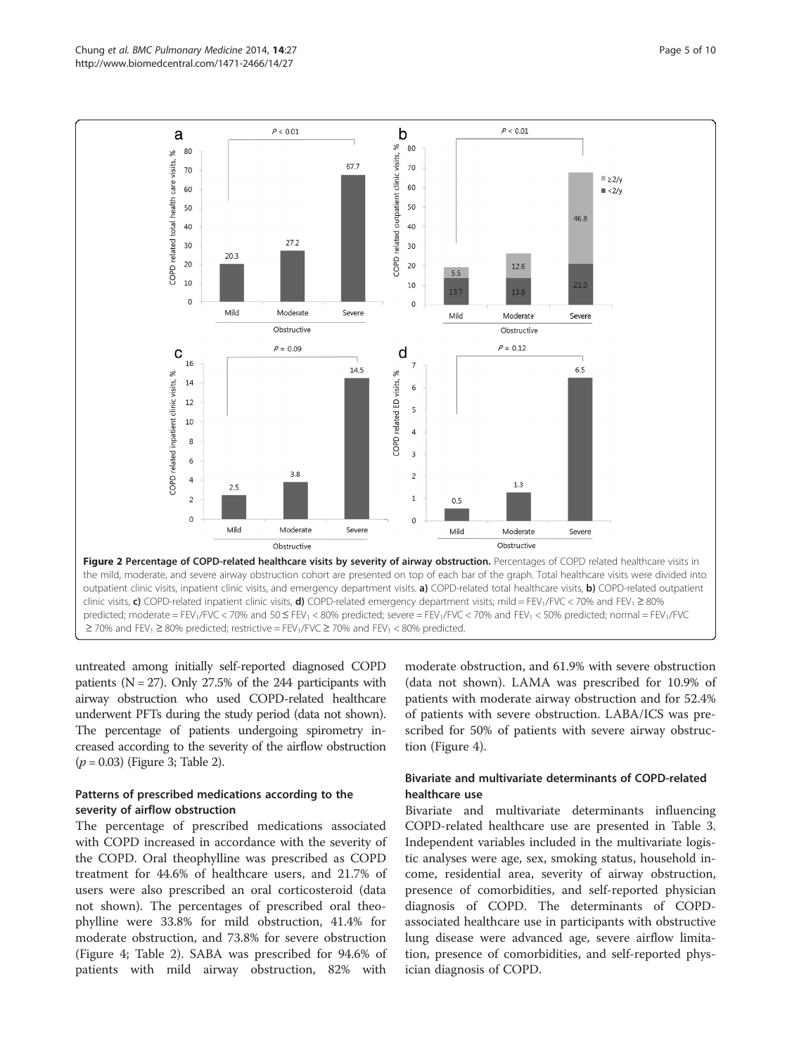**Figure 2 Percentage of COPD-related healthcare visits by severity of airway obstruction.** Percentages of COPD related healthcare visits in the mild, moderate, and severe airway obstruction cohort are presented on top of each bar of the graph. Total healthcare visits were divided into outpatient clinic visits, inpatient clinic visits, and emergency department visits. **a)** COPD-related total healthcare visits, **b)** COPD-related outpatient clinic visits, **c)** COPD-related inpatient clinic visits, **d)** COPD-related emergency department visits; mild = $FEV_1/FVC < 70\%$ and $FEV_1 \geq 80\%$ predicted; moderate = $FEV_1/FVC < 70\%$ and $50 \leq FEV_1 < 80\%$ predicted; severe = $FEV_1/FVC < 70\%$ and $FEV_1 < 50\%$ predicted; normal = $FEV_1/FVC \geq 70\%$ and $FEV_1 \geq 80\%$ predicted; restrictive = $FEV_1/FVC \geq 70\%$ and $FEV_1 < 80\%$ predicted.

untreated among initially self-reported diagnosed COPD patients (N = 27). Only 27.5% of the 244 participants with airway obstruction who used COPD-related healthcare underwent PFTs during the study period (data not shown). The percentage of patients undergoing spirometry increased according to the severity of the airflow obstruction ($p = 0.03$) (Figure 3; Table 2).

### Patterns of prescribed medications according to the severity of airflow obstruction

The percentage of prescribed medications associated with COPD increased in accordance with the severity of the COPD. Oral theophylline was prescribed as COPD treatment for 44.6% of healthcare users, and 21.7% of users were also prescribed an oral corticosteroid (data not shown). The percentages of prescribed oral theophylline were 33.8% for mild obstruction, 41.4% for moderate obstruction, and 73.8% for severe obstruction (Figure 4; Table 2). SABA was prescribed for 94.6% of patients with mild airway obstruction, 82% with moderate obstruction, and 61.9% with severe obstruction (data not shown). LAMA was prescribed for 10.9% of patients with moderate airway obstruction and for 52.4% of patients with severe obstruction. LABA/ICS was prescribed for 50% of patients with severe airway obstruction (Figure 4).

### Bivariate and multivariate determinants of COPD-related healthcare use

Bivariate and multivariate determinants influencing COPD-related healthcare use are presented in Table 3. Independent variables included in the multivariate logistic analyses were age, sex, smoking status, household income, residential area, severity of airway obstruction, presence of comorbidities, and self-reported physician diagnosis of COPD. The determinants of COPD-associated healthcare use in participants with obstructive lung disease were advanced age, severe airflow limitation, presence of comorbidities, and self-reported physician diagnosis of COPD.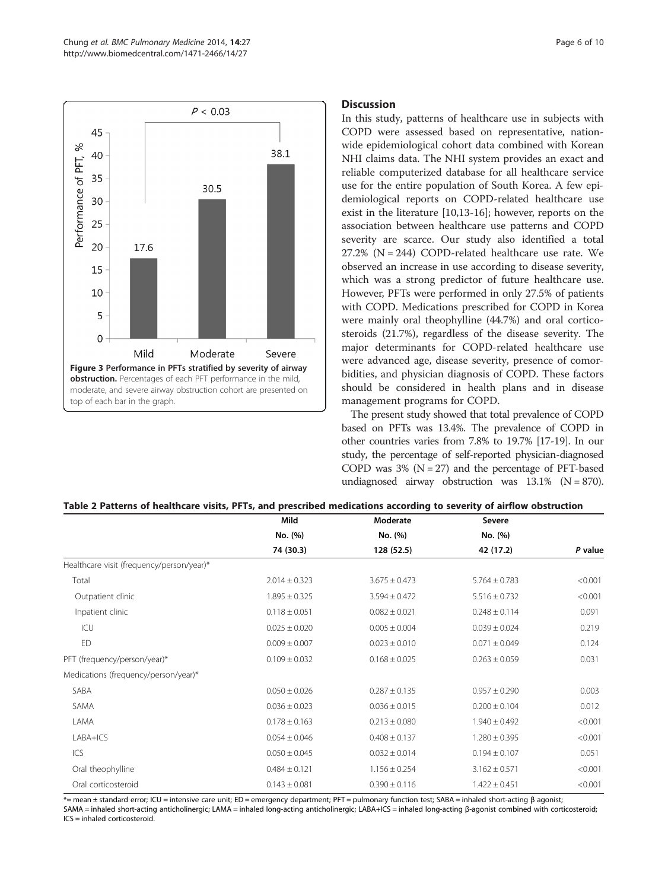Figure 3 Performance in PFTs stratified by severity of airway obstruction. Percentages of each PFT performance in the mild, moderate, and severe airway obstruction cohort are presented on top of each bar in the graph.

## Discussion

In this study, patterns of healthcare use in subjects with COPD were assessed based on representative, nationwide epidemiological cohort data combined with Korean NHI claims data. The NHI system provides an exact and reliable computerized database for all healthcare service use for the entire population of South Korea. A few epidemiological reports on COPD-related healthcare use exist in the literature [10,13-16]; however, reports on the association between healthcare use patterns and COPD severity are scarce. Our study also identified a total 27.2% (N = 244) COPD-related healthcare use rate. We observed an increase in use according to disease severity, which was a strong predictor of future healthcare use. However, PFTs were performed in only 27.5% of patients with COPD. Medications prescribed for COPD in Korea were mainly oral theophylline (44.7%) and oral corticosteroids (21.7%), regardless of the disease severity. The major determinants for COPD-related healthcare use were advanced age, disease severity, presence of comorbidities, and physician diagnosis of COPD. These factors should be considered in health plans and in disease management programs for COPD.

The present study showed that total prevalence of COPD based on PFTs was 13.4%. The prevalence of COPD in other countries varies from 7.8% to 19.7% [17-19]. In our study, the percentage of self-reported physician-diagnosed COPD was 3% (N = 27) and the percentage of PFT-based undiagnosed airway obstruction was 13.1% (N = 870).

**Table 2 Patterns of healthcare visits, PFTs, and prescribed medications according to severity of airflow obstruction**

| | Mild | Moderate | Severe | |
|---|---|---|---|---|
| | No. (%) | No. (%) | No. (%) | |
| | 74 (30.3) | 128 (52.5) | 42 (17.2) | *P* value |
| Healthcare visit (frequency/person/year)* | | | | |
| Total | 2.014 ± 0.323 | 3.675 ± 0.473 | 5.764 ± 0.783 | <0.001 |
| Outpatient clinic | 1.895 ± 0.325 | 3.594 ± 0.472 | 5.516 ± 0.732 | <0.001 |
| Inpatient clinic | 0.118 ± 0.051 | 0.082 ± 0.021 | 0.248 ± 0.114 | 0.091 |
| ICU | 0.025 ± 0.020 | 0.005 ± 0.004 | 0.039 ± 0.024 | 0.219 |
| ED | 0.009 ± 0.007 | 0.023 ± 0.010 | 0.071 ± 0.049 | 0.124 |
| PFT (frequency/person/year)* | 0.109 ± 0.032 | 0.168 ± 0.025 | 0.263 ± 0.059 | 0.031 |
| Medications (frequency/person/year)* | | | | |
| SABA | 0.050 ± 0.026 | 0.287 ± 0.135 | 0.957 ± 0.290 | 0.003 |
| SAMA | 0.036 ± 0.023 | 0.036 ± 0.015 | 0.200 ± 0.104 | 0.012 |
| LAMA | 0.178 ± 0.163 | 0.213 ± 0.080 | 1.940 ± 0.492 | <0.001 |
| LABA+ICS | 0.054 ± 0.046 | 0.408 ± 0.137 | 1.280 ± 0.395 | <0.001 |
| ICS | 0.050 ± 0.045 | 0.032 ± 0.014 | 0.194 ± 0.107 | 0.051 |
| Oral theophylline | 0.484 ± 0.121 | 1.156 ± 0.254 | 3.162 ± 0.571 | <0.001 |
| Oral corticosteroid | 0.143 ± 0.081 | 0.390 ± 0.116 | 1.422 ± 0.451 | <0.001 |

*= mean ± standard error; ICU = intensive care unit; ED = emergency department; PFT = pulmonary function test; SABA = inhaled short-acting β agonist; SAMA = inhaled short-acting anticholinergic; LAMA = inhaled long-acting anticholinergic; LABA+ICS = inhaled long-acting β-agonist combined with corticosteroid; ICS = inhaled corticosteroid.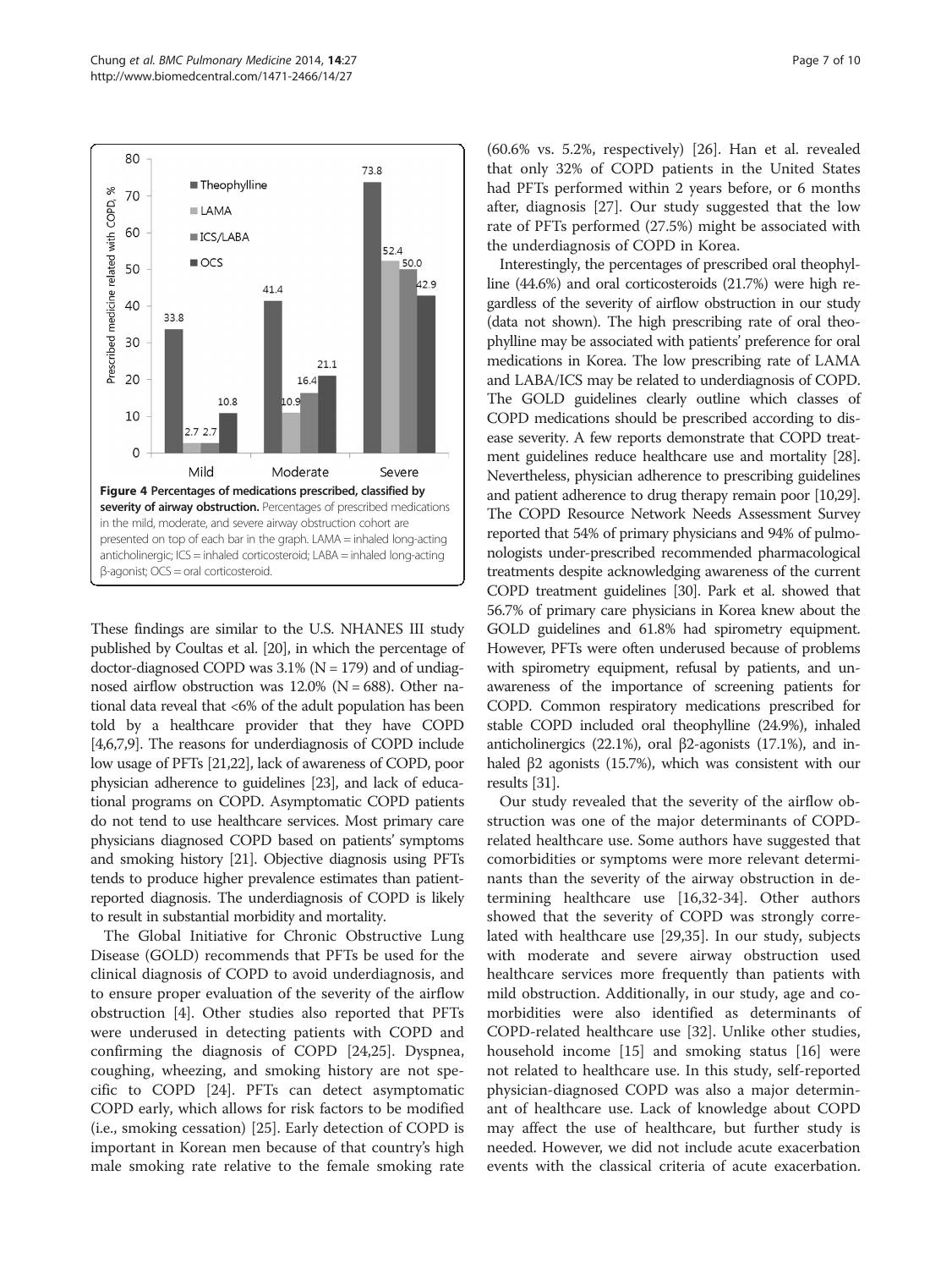Figure 4 Percentages of medications prescribed, classified by severity of airway obstruction. Percentages of prescribed medications in the mild, moderate, and severe airway obstruction cohort are presented on top of each bar in the graph. LAMA = inhaled long-acting anticholinergic; ICS = inhaled corticosteroid; LABA = inhaled long-acting β-agonist; OCS = oral corticosteroid.

These findings are similar to the U.S. NHANES III study published by Coultas et al. [20], in which the percentage of doctor-diagnosed COPD was 3.1% (N = 179) and of undiagnosed airflow obstruction was 12.0% (N = 688). Other national data reveal that <6% of the adult population has been told by a healthcare provider that they have COPD [4,6,7,9]. The reasons for underdiagnosis of COPD include low usage of PFTs [21,22], lack of awareness of COPD, poor physician adherence to guidelines [23], and lack of educational programs on COPD. Asymptomatic COPD patients do not tend to use healthcare services. Most primary care physicians diagnosed COPD based on patients' symptoms and smoking history [21]. Objective diagnosis using PFTs tends to produce higher prevalence estimates than patient-reported diagnosis. The underdiagnosis of COPD is likely to result in substantial morbidity and mortality.

The Global Initiative for Chronic Obstructive Lung Disease (GOLD) recommends that PFTs be used for the clinical diagnosis of COPD to avoid underdiagnosis, and to ensure proper evaluation of the severity of the airflow obstruction [4]. Other studies also reported that PFTs were underused in detecting patients with COPD and confirming the diagnosis of COPD [24,25]. Dyspnea, coughing, wheezing, and smoking history are not specific to COPD [24]. PFTs can detect asymptomatic COPD early, which allows for risk factors to be modified (i.e., smoking cessation) [25]. Early detection of COPD is important in Korean men because of that country's high male smoking rate relative to the female smoking rate (60.6% vs. 5.2%, respectively) [26]. Han et al. revealed that only 32% of COPD patients in the United States had PFTs performed within 2 years before, or 6 months after, diagnosis [27]. Our study suggested that the low rate of PFTs performed (27.5%) might be associated with the underdiagnosis of COPD in Korea.

Interestingly, the percentages of prescribed oral theophylline (44.6%) and oral corticosteroids (21.7%) were high regardless of the severity of airflow obstruction in our study (data not shown). The high prescribing rate of oral theophylline may be associated with patients' preference for oral medications in Korea. The low prescribing rate of LAMA and LABA/ICS may be related to underdiagnosis of COPD. The GOLD guidelines clearly outline which classes of COPD medications should be prescribed according to disease severity. A few reports demonstrate that COPD treatment guidelines reduce healthcare use and mortality [28]. Nevertheless, physician adherence to prescribing guidelines and patient adherence to drug therapy remain poor [10,29]. The COPD Resource Network Needs Assessment Survey reported that 54% of primary physicians and 94% of pulmonologists under-prescribed recommended pharmacological treatments despite acknowledging awareness of the current COPD treatment guidelines [30]. Park et al. showed that 56.7% of primary care physicians in Korea knew about the GOLD guidelines and 61.8% had spirometry equipment. However, PFTs were often underused because of problems with spirometry equipment, refusal by patients, and unawareness of the importance of screening patients for COPD. Common respiratory medications prescribed for stable COPD included oral theophylline (24.9%), inhaled anticholinergics (22.1%), oral β2-agonists (17.1%), and inhaled β2 agonists (15.7%), which was consistent with our results [31].

Our study revealed that the severity of the airflow obstruction was one of the major determinants of COPD-related healthcare use. Some authors have suggested that comorbidities or symptoms were more relevant determinants than the severity of the airway obstruction in determining healthcare use [16,32-34]. Other authors showed that the severity of COPD was strongly correlated with healthcare use [29,35]. In our study, subjects with moderate and severe airway obstruction used healthcare services more frequently than patients with mild obstruction. Additionally, in our study, age and comorbidities were also identified as determinants of COPD-related healthcare use [32]. Unlike other studies, household income [15] and smoking status [16] were not related to healthcare use. In this study, self-reported physician-diagnosed COPD was also a major determinant of healthcare use. Lack of knowledge about COPD may affect the use of healthcare, but further study is needed. However, we did not include acute exacerbation events with the classical criteria of acute exacerbation.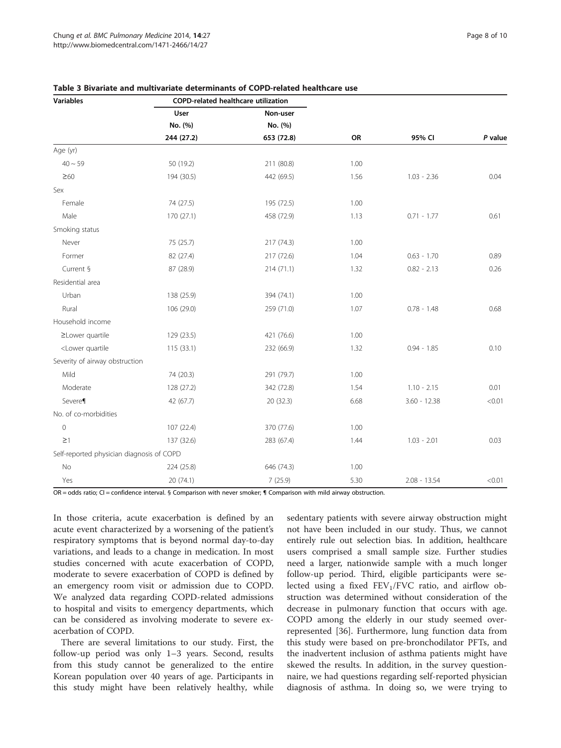**Table 3 Bivariate and multivariate determinants of COPD-related healthcare use**

| Variables | COPD-related healthcare utilization | | | | |
|---|---|---|---|---|---|
| | User | Non-user | | | |
| | No. (%) | No. (%) | | | |
| | 244 (27.2) | 653 (72.8) | OR | 95% CI | *P* value |
| Age (yr) | | | | | |
| 40 ~ 59 | 50 (19.2) | 211 (80.8) | 1.00 | | |
| ≥60 | 194 (30.5) | 442 (69.5) | 1.56 | 1.03 - 2.36 | 0.04 |
| Sex | | | | | |
| Female | 74 (27.5) | 195 (72.5) | 1.00 | | |
| Male | 170 (27.1) | 458 (72.9) | 1.13 | 0.71 - 1.77 | 0.61 |
| Smoking status | | | | | |
| Never | 75 (25.7) | 217 (74.3) | 1.00 | | |
| Former | 82 (27.4) | 217 (72.6) | 1.04 | 0.63 - 1.70 | 0.89 |
| Current § | 87 (28.9) | 214 (71.1) | 1.32 | 0.82 - 2.13 | 0.26 |
| Residential area | | | | | |
| Urban | 138 (25.9) | 394 (74.1) | 1.00 | | |
| Rural | 106 (29.0) | 259 (71.0) | 1.07 | 0.78 - 1.48 | 0.68 |
| Household income | | | | | |
| ≥Lower quartile | 129 (23.5) | 421 (76.6) | 1.00 | | |
| <Lower quartile | 115 (33.1) | 232 (66.9) | 1.32 | 0.94 - 1.85 | 0.10 |
| Severity of airway obstruction | | | | | |
| Mild | 74 (20.3) | 291 (79.7) | 1.00 | | |
| Moderate | 128 (27.2) | 342 (72.8) | 1.54 | 1.10 - 2.15 | 0.01 |
| Severe¶ | 42 (67.7) | 20 (32.3) | 6.68 | 3.60 - 12.38 | <0.01 |
| No. of co-morbidities | | | | | |
| 0 | 107 (22.4) | 370 (77.6) | 1.00 | | |
| ≥1 | 137 (32.6) | 283 (67.4) | 1.44 | 1.03 - 2.01 | 0.03 |
| Self-reported physician diagnosis of COPD | | | | | |
| No | 224 (25.8) | 646 (74.3) | 1.00 | | |
| Yes | 20 (74.1) | 7 (25.9) | 5.30 | 2.08 - 13.54 | <0.01 |

OR = odds ratio; CI = confidence interval. § Comparison with never smoker; ¶ Comparison with mild airway obstruction.

In those criteria, acute exacerbation is defined by an acute event characterized by a worsening of the patient's respiratory symptoms that is beyond normal day-to-day variations, and leads to a change in medication. In most studies concerned with acute exacerbation of COPD, moderate to severe exacerbation of COPD is defined by an emergency room visit or admission due to COPD. We analyzed data regarding COPD-related admissions to hospital and visits to emergency departments, which can be considered as involving moderate to severe exacerbation of COPD.

There are several limitations to our study. First, the follow-up period was only 1–3 years. Second, results from this study cannot be generalized to the entire Korean population over 40 years of age. Participants in this study might have been relatively healthy, while sedentary patients with severe airway obstruction might not have been included in our study. Thus, we cannot entirely rule out selection bias. In addition, healthcare users comprised a small sample size. Further studies need a larger, nationwide sample with a much longer follow-up period. Third, eligible participants were selected using a fixed $FEV_1$/FVC ratio, and airflow obstruction was determined without consideration of the decrease in pulmonary function that occurs with age. COPD among the elderly in our study seemed overrepresented [36]. Furthermore, lung function data from this study were based on pre-bronchodilator PFTs, and the inadvertent inclusion of asthma patients might have skewed the results. In addition, in the survey questionnaire, we had questions regarding self-reported physician diagnosis of asthma. In doing so, we were trying to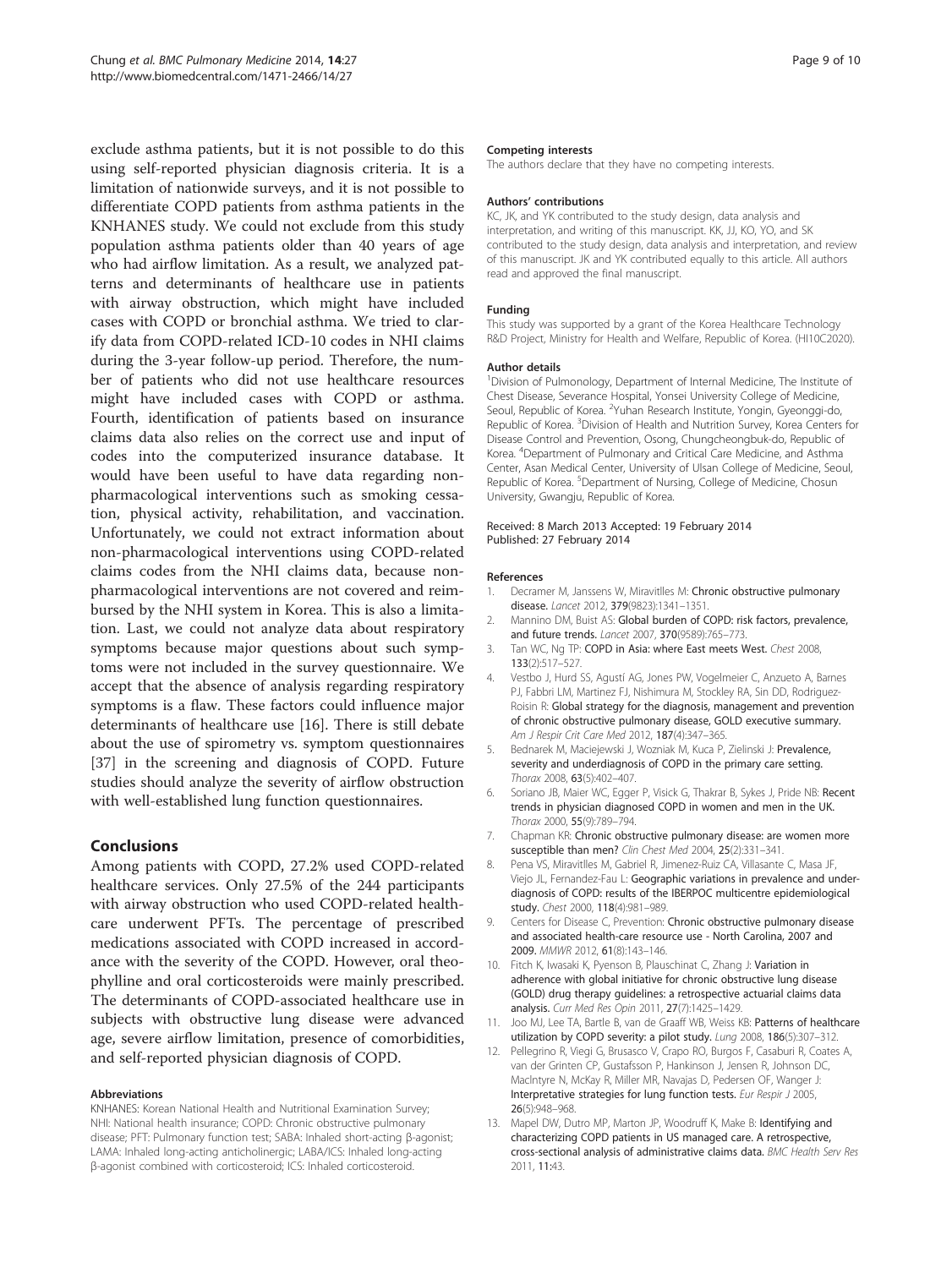exclude asthma patients, but it is not possible to do this using self-reported physician diagnosis criteria. It is a limitation of nationwide surveys, and it is not possible to differentiate COPD patients from asthma patients in the KNHANES study. We could not exclude from this study population asthma patients older than 40 years of age who had airflow limitation. As a result, we analyzed patterns and determinants of healthcare use in patients with airway obstruction, which might have included cases with COPD or bronchial asthma. We tried to clarify data from COPD-related ICD-10 codes in NHI claims during the 3-year follow-up period. Therefore, the number of patients who did not use healthcare resources might have included cases with COPD or asthma. Fourth, identification of patients based on insurance claims data also relies on the correct use and input of codes into the computerized insurance database. It would have been useful to have data regarding non-pharmacological interventions such as smoking cessation, physical activity, rehabilitation, and vaccination. Unfortunately, we could not extract information about non-pharmacological interventions using COPD-related claims codes from the NHI claims data, because non-pharmacological interventions are not covered and reimbursed by the NHI system in Korea. This is also a limitation. Last, we could not analyze data about respiratory symptoms because major questions about such symptoms were not included in the survey questionnaire. We accept that the absence of analysis regarding respiratory symptoms is a flaw. These factors could influence major determinants of healthcare use [16]. There is still debate about the use of spirometry vs. symptom questionnaires [37] in the screening and diagnosis of COPD. Future studies should analyze the severity of airflow obstruction with well-established lung function questionnaires.

## Conclusions

Among patients with COPD, 27.2% used COPD-related healthcare services. Only 27.5% of the 244 participants with airway obstruction who used COPD-related healthcare underwent PFTs. The percentage of prescribed medications associated with COPD increased in accordance with the severity of the COPD. However, oral theophylline and oral corticosteroids were mainly prescribed. The determinants of COPD-associated healthcare use in subjects with obstructive lung disease were advanced age, severe airflow limitation, presence of comorbidities, and self-reported physician diagnosis of COPD.

#### Abbreviations

KNHANES: Korean National Health and Nutritional Examination Survey; NHI: National health insurance; COPD: Chronic obstructive pulmonary disease; PFT: Pulmonary function test; SABA: Inhaled short-acting β-agonist; LAMA: Inhaled long-acting anticholinergic; LABA/ICS: Inhaled long-acting β-agonist combined with corticosteroid; ICS: Inhaled corticosteroid.

#### Competing interests

The authors declare that they have no competing interests.

#### Authors' contributions

KC, JK, and YK contributed to the study design, data analysis and interpretation, and writing of this manuscript. KK, JJ, KO, YO, and SK contributed to the study design, data analysis and interpretation, and review of this manuscript. JK and YK contributed equally to this article. All authors read and approved the final manuscript.

#### Funding

This study was supported by a grant of the Korea Healthcare Technology R&D Project, Ministry for Health and Welfare, Republic of Korea. (HI10C2020).

#### Author details

[1]Division of Pulmonology, Department of Internal Medicine, The Institute of Chest Disease, Severance Hospital, Yonsei University College of Medicine, Seoul, Republic of Korea. [2]Yuhan Research Institute, Yongin, Gyeonggi-do, Republic of Korea. [3]Division of Health and Nutrition Survey, Korea Centers for Disease Control and Prevention, Osong, Chungcheongbuk-do, Republic of Korea. [4]Department of Pulmonary and Critical Care Medicine, and Asthma Center, Asan Medical Center, University of Ulsan College of Medicine, Seoul, Republic of Korea. [5]Department of Nursing, College of Medicine, Chosun University, Gwangju, Republic of Korea.

Received: 8 March 2013 Accepted: 19 February 2014
Published: 27 February 2014

#### References

1. Decramer M, Janssens W, Miravitlles M: **Chronic obstructive pulmonary disease.** *Lancet* 2012, **379**(9823):1341–1351.
2. Mannino DM, Buist AS: **Global burden of COPD: risk factors, prevalence, and future trends.** *Lancet* 2007, **370**(9589):765–773.
3. Tan WC, Ng TP: **COPD in Asia: where East meets West.** *Chest* 2008, **133**(2):517–527.
4. Vestbo J, Hurd SS, Agustí AG, Jones PW, Vogelmeier C, Anzueto A, Barnes PJ, Fabbri LM, Martinez FJ, Nishimura M, Stockley RA, Sin DD, Rodriguez-Roisin R: **Global strategy for the diagnosis, management and prevention of chronic obstructive pulmonary disease, GOLD executive summary.** *Am J Respir Crit Care Med* 2012, **187**(4):347–365.
5. Bednarek M, Maciejewski J, Wozniak M, Kuca P, Zielinski J: **Prevalence, severity and underdiagnosis of COPD in the primary care setting.** *Thorax* 2008, **63**(5):402–407.
6. Soriano JB, Maier WC, Egger P, Visick G, Thakrar B, Sykes J, Pride NB: **Recent trends in physician diagnosed COPD in women and men in the UK.** *Thorax* 2000, **55**(9):789–794.
7. Chapman KR: **Chronic obstructive pulmonary disease: are women more susceptible than men?** *Clin Chest Med* 2004, **25**(2):331–341.
8. Pena VS, Miravitlles M, Gabriel R, Jimenez-Ruiz CA, Villasante C, Masa JF, Viejo JL, Fernandez-Fau L: **Geographic variations in prevalence and underdiagnosis of COPD: results of the IBERPOC multicentre epidemiological study.** *Chest* 2000, **118**(4):981–989.
9. Centers for Disease C, Prevention: **Chronic obstructive pulmonary disease and associated health-care resource use - North Carolina, 2007 and 2009.** *MMWR* 2012, **61**(8):143–146.
10. Fitch K, Iwasaki K, Pyenson B, Plauschinat C, Zhang J: **Variation in adherence with global initiative for chronic obstructive lung disease (GOLD) drug therapy guidelines: a retrospective actuarial claims data analysis.** *Curr Med Res Opin* 2011, **27**(7):1425–1429.
11. Joo MJ, Lee TA, Bartle B, van de Graaff WB, Weiss KB: **Patterns of healthcare utilization by COPD severity: a pilot study.** *Lung* 2008, **186**(5):307–312.
12. Pellegrino R, Viegi G, Brusasco V, Crapo RO, Burgos F, Casaburi R, Coates A, van der Grinten CP, Gustafsson P, Hankinson J, Jensen R, Johnson DC, MacIntyre N, McKay R, Miller MR, Navajas D, Pedersen OF, Wanger J: **Interpretative strategies for lung function tests.** *Eur Respir J* 2005, **26**(5):948–968.
13. Mapel DW, Dutro MP, Marton JP, Woodruff K, Make B: **Identifying and characterizing COPD patients in US managed care. A retrospective, cross-sectional analysis of administrative claims data.** *BMC Health Serv Res* 2011, **11**:43.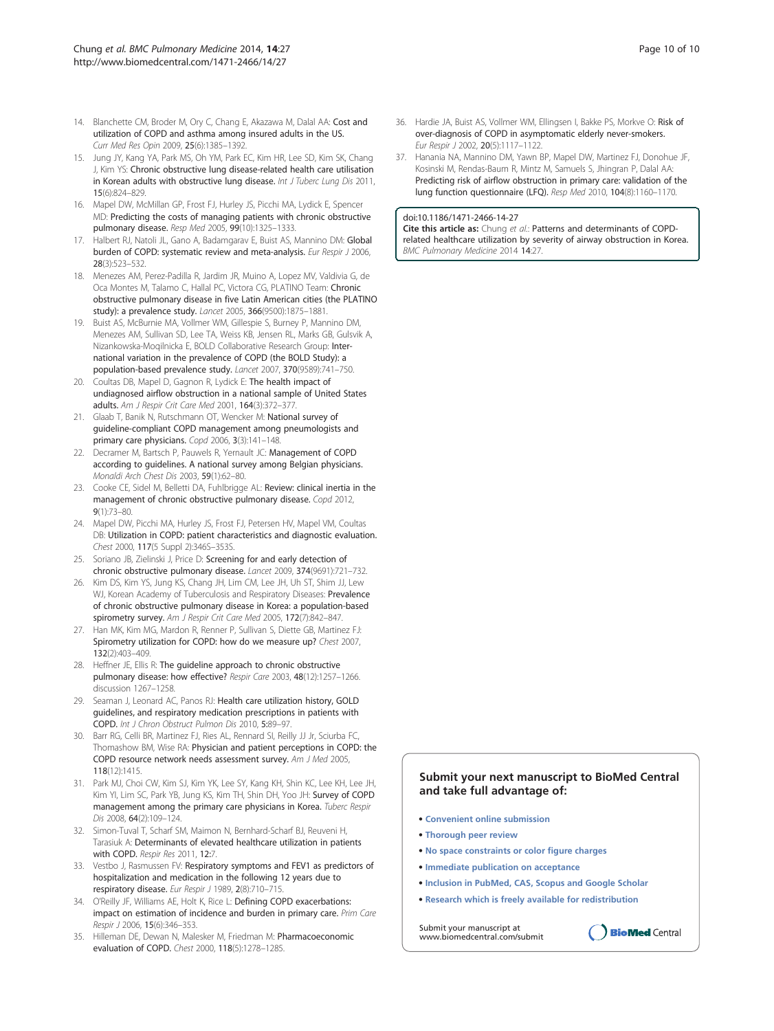14. Blanchette CM, Broder M, Ory C, Chang E, Akazawa M, Dalal AA: **Cost and utilization of COPD and asthma among insured adults in the US.** *Curr Med Res Opin* 2009, **25**(6):1385–1392.
15. Jung JY, Kang YA, Park MS, Oh YM, Park EC, Kim HR, Lee SD, Kim SK, Chang J, Kim YS: **Chronic obstructive lung disease-related health care utilisation in Korean adults with obstructive lung disease.** *Int J Tuberc Lung Dis* 2011, **15**(6):824–829.
16. Mapel DW, McMillan GP, Frost FJ, Hurley JS, Picchi MA, Lydick E, Spencer MD: **Predicting the costs of managing patients with chronic obstructive pulmonary disease.** *Resp Med* 2005, **99**(10):1325–1333.
17. Halbert RJ, Natoli JL, Gano A, Badamgarav E, Buist AS, Mannino DM: **Global burden of COPD: systematic review and meta-analysis.** *Eur Respir J* 2006, **28**(3):523–532.
18. Menezes AM, Perez-Padilla R, Jardim JR, Muino A, Lopez MV, Valdivia G, de Oca Montes M, Talamo C, Hallal PC, Victora CG, PLATINO Team: **Chronic obstructive pulmonary disease in five Latin American cities (the PLATINO study): a prevalence study.** *Lancet* 2005, **366**(9500):1875–1881.
19. Buist AS, McBurnie MA, Vollmer WM, Gillespie S, Burney P, Mannino DM, Menezes AM, Sullivan SD, Lee TA, Weiss KB, Jensen RL, Marks GB, Gulsvik A, Nizankowska-Moqilnicka E, BOLD Collaborative Research Group: **International variation in the prevalence of COPD (the BOLD Study): a population-based prevalence study.** *Lancet* 2007, **370**(9589):741–750.
20. Coultas DB, Mapel D, Gagnon R, Lydick E: **The health impact of undiagnosed airflow obstruction in a national sample of United States adults.** *Am J Respir Crit Care Med* 2001, **164**(3):372–377.
21. Glaab T, Banik N, Rutschmann OT, Wencker M: **National survey of guideline-compliant COPD management among pneumologists and primary care physicians.** *Copd* 2006, **3**(3):141–148.
22. Decramer M, Bartsch P, Pauwels R, Yernault JC: **Management of COPD according to guidelines. A national survey among Belgian physicians.** *Monaldi Arch Chest Dis* 2003, **59**(1):62–80.
23. Cooke CE, Sidel M, Belletti DA, Fuhlbrigge AL: **Review: clinical inertia in the management of chronic obstructive pulmonary disease.** *Copd* 2012, **9**(1):73–80.
24. Mapel DW, Picchi MA, Hurley JS, Frost FJ, Petersen HV, Mapel VM, Coultas DB: **Utilization in COPD: patient characteristics and diagnostic evaluation.** *Chest* 2000, **117**(5 Suppl 2):346S–353S.
25. Soriano JB, Zielinski J, Price D: **Screening for and early detection of chronic obstructive pulmonary disease.** *Lancet* 2009, **374**(9691):721–732.
26. Kim DS, Kim YS, Jung KS, Chang JH, Lim CM, Lee JH, Uh ST, Shim JJ, Lew WJ, Korean Academy of Tuberculosis and Respiratory Diseases: **Prevalence of chronic obstructive pulmonary disease in Korea: a population-based spirometry survey.** *Am J Respir Crit Care Med* 2005, **172**(7):842–847.
27. Han MK, Kim MG, Mardon R, Renner P, Sullivan S, Diette GB, Martinez FJ: **Spirometry utilization for COPD: how do we measure up?** *Chest* 2007, **132**(2):403–409.
28. Heffner JE, Ellis R: **The guideline approach to chronic obstructive pulmonary disease: how effective?** *Respir Care* 2003, **48**(12):1257–1266. discussion 1267–1258.
29. Seaman J, Leonard AC, Panos RJ: **Health care utilization history, GOLD guidelines, and respiratory medication prescriptions in patients with COPD.** *Int J Chron Obstruct Pulmon Dis* 2010, **5**:89–97.
30. Barr RG, Celli BR, Martinez FJ, Ries AL, Rennard SI, Reilly JJ Jr, Sciurba FC, Thomashow BM, Wise RA: **Physician and patient perceptions in COPD: the COPD resource network needs assessment survey.** *Am J Med* 2005, **118**(12):1415.
31. Park MJ, Choi CW, Kim SJ, Kim YK, Lee SY, Kang KH, Shin KC, Lee KH, Lee JH, Kim YI, Lim SC, Park YB, Jung KS, Kim TH, Shin DH, Yoo JH: **Survey of COPD management among the primary care physicians in Korea.** *Tuberc Respir Dis* 2008, **64**(2):109–124.
32. Simon-Tuval T, Scharf SM, Maimon N, Bernhard-Scharf BJ, Reuveni H, Tarasiuk A: **Determinants of elevated healthcare utilization in patients with COPD.** *Respir Res* 2011, **12**:7.
33. Vestbo J, Rasmussen FV: **Respiratory symptoms and FEV1 as predictors of hospitalization and medication in the following 12 years due to respiratory disease.** *Eur Respir J* 1989, **2**(8):710–715.
34. O'Reilly JF, Williams AE, Holt K, Rice L: **Defining COPD exacerbations: impact on estimation of incidence and burden in primary care.** *Prim Care Respir J* 2006, **15**(6):346–353.
35. Hilleman DE, Dewan N, Malesker M, Friedman M: **Pharmacoeconomic evaluation of COPD.** *Chest* 2000, **118**(5):1278–1285.
36. Hardie JA, Buist AS, Vollmer WM, Ellingsen I, Bakke PS, Morkve O: **Risk of over-diagnosis of COPD in asymptomatic elderly never-smokers.** *Eur Respir J* 2002, **20**(5):1117–1122.
37. Hanania NA, Mannino DM, Yawn BP, Mapel DW, Martinez FJ, Donohue JF, Kosinski M, Rendas-Baum R, Mintz M, Samuels S, Jhingran P, Dalal AA: **Predicting risk of airflow obstruction in primary care: validation of the lung function questionnaire (LFQ).** *Resp Med* 2010, **104**(8):1160–1170.

doi:10.1186/1471-2466-14-27

**Cite this article as:** Chung *et al.*: Patterns and determinants of COPD-related healthcare utilization by severity of airway obstruction in Korea. *BMC Pulmonary Medicine* 2014 **14**:27.

**Submit your next manuscript to BioMed Central and take full advantage of:**

- **Convenient online submission**
- **Thorough peer review**
- **No space constraints or color figure charges**
- **Immediate publication on acceptance**
- **Inclusion in PubMed, CAS, Scopus and Google Scholar**
- **Research which is freely available for redistribution**

Submit your manuscript at www.biomedcentral.com/submit

BioMed Central